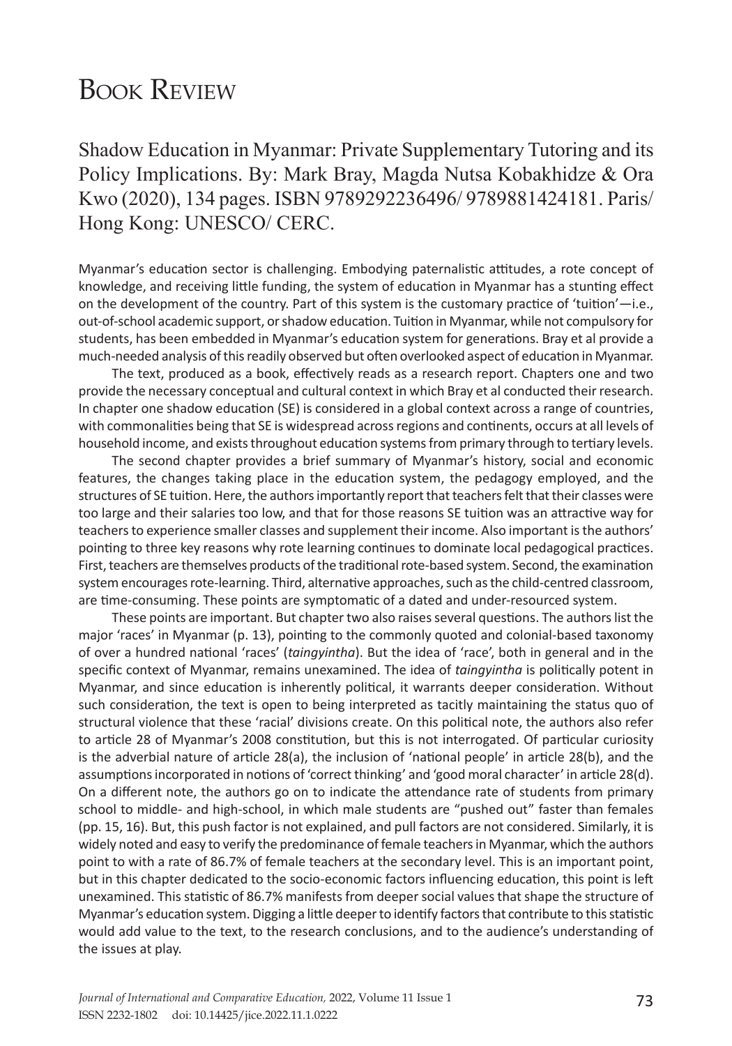# Book Review

## Shadow Education in Myanmar: Private Supplementary Tutoring and its Policy Implications. By: Mark Bray, Magda Nutsa Kobakhidze & Ora Kwo (2020), 134 pages. ISBN 9789292236496/ 9789881424181. Paris/ Hong Kong: UNESCO/ CERC.

Myanmar's education sector is challenging. Embodying paternalistic attitudes, a rote concept of knowledge, and receiving little funding, the system of education in Myanmar has a stunting effect on the development of the country. Part of this system is the customary practice of 'tuition'—i.e., out-of-school academic support, or shadow education. Tuition in Myanmar, while not compulsory for students, has been embedded in Myanmar's education system for generations. Bray et al provide a much-needed analysis of this readily observed but often overlooked aspect of education in Myanmar.

The text, produced as a book, effectively reads as a research report. Chapters one and two provide the necessary conceptual and cultural context in which Bray et al conducted their research. In chapter one shadow education (SE) is considered in a global context across a range of countries, with commonalities being that SE is widespread across regions and continents, occurs at all levels of household income, and exists throughout education systems from primary through to tertiary levels.

The second chapter provides a brief summary of Myanmar's history, social and economic features, the changes taking place in the education system, the pedagogy employed, and the structures of SE tuition. Here, the authors importantly report that teachers felt that their classes were too large and their salaries too low, and that for those reasons SE tuition was an attractive way for teachers to experience smaller classes and supplement their income. Also important is the authors' pointing to three key reasons why rote learning continues to dominate local pedagogical practices. First, teachers are themselves products of the traditional rote-based system. Second, the examination system encourages rote-learning. Third, alternative approaches, such as the child-centred classroom, are time-consuming. These points are symptomatic of a dated and under-resourced system.

These points are important. But chapter two also raises several questions. The authors list the major 'races' in Myanmar (p. 13), pointing to the commonly quoted and colonial-based taxonomy of over a hundred national 'races' (*taingyintha*). But the idea of 'race', both in general and in the specific context of Myanmar, remains unexamined. The idea of *taingyintha* is politically potent in Myanmar, and since education is inherently political, it warrants deeper consideration. Without such consideration, the text is open to being interpreted as tacitly maintaining the status quo of structural violence that these 'racial' divisions create. On this political note, the authors also refer to article 28 of Myanmar's 2008 constitution, but this is not interrogated. Of particular curiosity is the adverbial nature of article 28(a), the inclusion of 'national people' in article 28(b), and the assumptions incorporated in notions of 'correct thinking' and 'good moral character' in article 28(d). On a different note, the authors go on to indicate the attendance rate of students from primary school to middle- and high-school, in which male students are "pushed out" faster than females (pp. 15, 16). But, this push factor is not explained, and pull factors are not considered. Similarly, it is widely noted and easy to verify the predominance of female teachers in Myanmar, which the authors point to with a rate of 86.7% of female teachers at the secondary level. This is an important point, but in this chapter dedicated to the socio-economic factors influencing education, this point is left unexamined. This statistic of 86.7% manifests from deeper social values that shape the structure of Myanmar's education system. Digging a little deeper to identify factors that contribute to this statistic would add value to the text, to the research conclusions, and to the audience's understanding of the issues at play.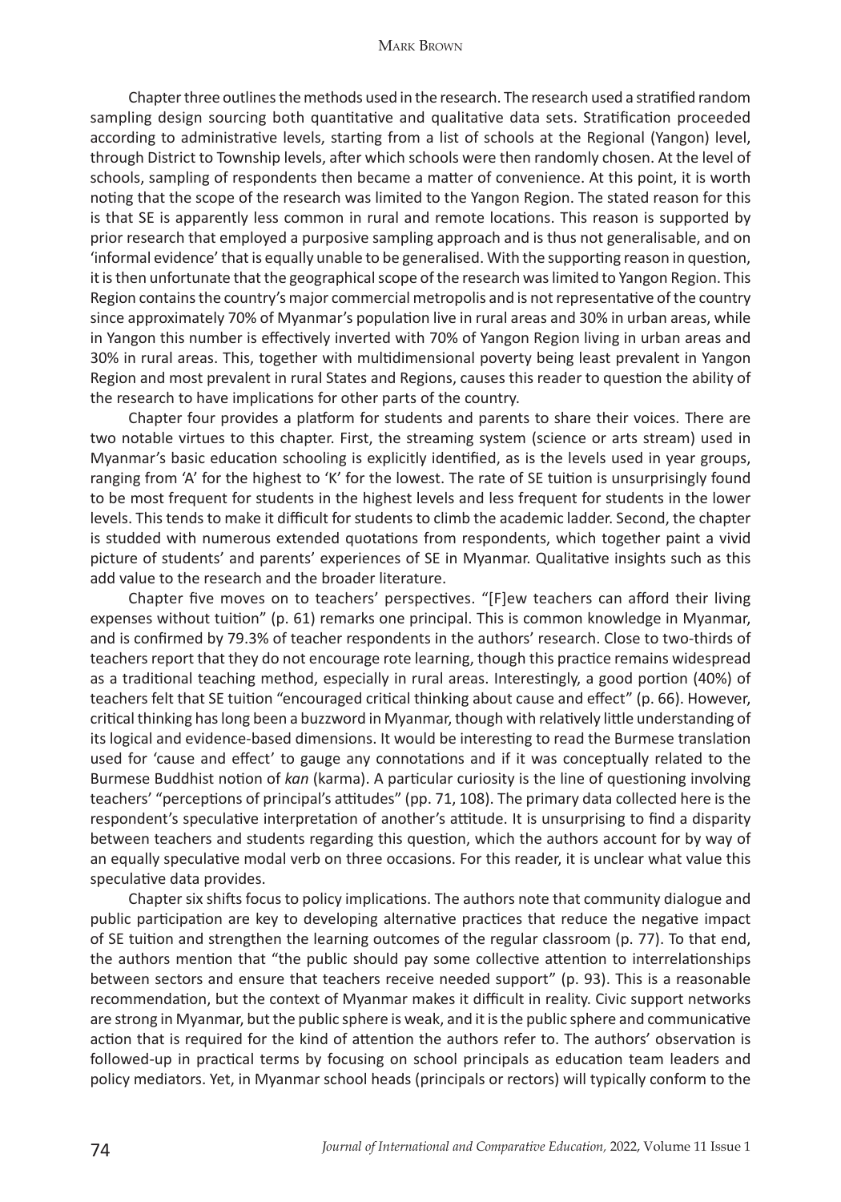Chapter three outlines the methods used in the research. The research used a stratified random sampling design sourcing both quantitative and qualitative data sets. Stratification proceeded according to administrative levels, starting from a list of schools at the Regional (Yangon) level, through District to Township levels, after which schools were then randomly chosen. At the level of schools, sampling of respondents then became a matter of convenience. At this point, it is worth noting that the scope of the research was limited to the Yangon Region. The stated reason for this is that SE is apparently less common in rural and remote locations. This reason is supported by prior research that employed a purposive sampling approach and is thus not generalisable, and on 'informal evidence' that is equally unable to be generalised. With the supporting reason in question, it is then unfortunate that the geographical scope of the research was limited to Yangon Region. This Region contains the country's major commercial metropolis and is not representative of the country since approximately 70% of Myanmar's population live in rural areas and 30% in urban areas, while in Yangon this number is effectively inverted with 70% of Yangon Region living in urban areas and 30% in rural areas. This, together with multidimensional poverty being least prevalent in Yangon Region and most prevalent in rural States and Regions, causes this reader to question the ability of the research to have implications for other parts of the country.

Chapter four provides a platform for students and parents to share their voices. There are two notable virtues to this chapter. First, the streaming system (science or arts stream) used in Myanmar's basic education schooling is explicitly identified, as is the levels used in year groups, ranging from 'A' for the highest to 'K' for the lowest. The rate of SE tuition is unsurprisingly found to be most frequent for students in the highest levels and less frequent for students in the lower levels. This tends to make it difficult for students to climb the academic ladder. Second, the chapter is studded with numerous extended quotations from respondents, which together paint a vivid picture of students' and parents' experiences of SE in Myanmar. Qualitative insights such as this add value to the research and the broader literature.

Chapter five moves on to teachers' perspectives. "[F]ew teachers can afford their living expenses without tuition" (p. 61) remarks one principal. This is common knowledge in Myanmar, and is confirmed by 79.3% of teacher respondents in the authors' research. Close to two-thirds of teachers report that they do not encourage rote learning, though this practice remains widespread as a traditional teaching method, especially in rural areas. Interestingly, a good portion (40%) of teachers felt that SE tuition "encouraged critical thinking about cause and effect" (p. 66). However, critical thinking has long been a buzzword in Myanmar, though with relatively little understanding of its logical and evidence-based dimensions. It would be interesting to read the Burmese translation used for 'cause and effect' to gauge any connotations and if it was conceptually related to the Burmese Buddhist notion of *kan* (karma). A particular curiosity is the line of questioning involving teachers' "perceptions of principal's attitudes" (pp. 71, 108). The primary data collected here is the respondent's speculative interpretation of another's attitude. It is unsurprising to find a disparity between teachers and students regarding this question, which the authors account for by way of an equally speculative modal verb on three occasions. For this reader, it is unclear what value this speculative data provides.

Chapter six shifts focus to policy implications. The authors note that community dialogue and public participation are key to developing alternative practices that reduce the negative impact of SE tuition and strengthen the learning outcomes of the regular classroom (p. 77). To that end, the authors mention that "the public should pay some collective attention to interrelationships between sectors and ensure that teachers receive needed support" (p. 93). This is a reasonable recommendation, but the context of Myanmar makes it difficult in reality. Civic support networks are strong in Myanmar, but the public sphere is weak, and it is the public sphere and communicative action that is required for the kind of attention the authors refer to. The authors' observation is followed-up in practical terms by focusing on school principals as education team leaders and policy mediators. Yet, in Myanmar school heads (principals or rectors) will typically conform to the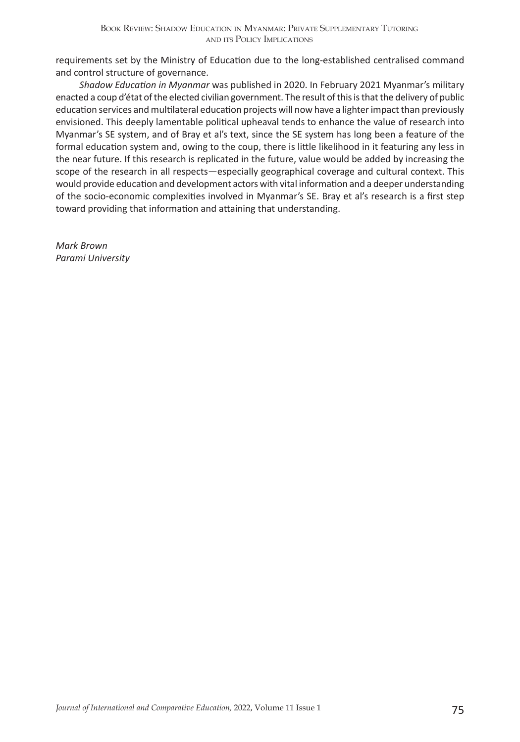requirements set by the Ministry of Education due to the long-established centralised command and control structure of governance.

*Shadow Education in Myanmar* was published in 2020. In February 2021 Myanmar's military enacted a coup d'état of the elected civilian government. The result of this is that the delivery of public education services and multilateral education projects will now have a lighter impact than previously envisioned. This deeply lamentable political upheaval tends to enhance the value of research into Myanmar's SE system, and of Bray et al's text, since the SE system has long been a feature of the formal education system and, owing to the coup, there is little likelihood in it featuring any less in the near future. If this research is replicated in the future, value would be added by increasing the scope of the research in all respects—especially geographical coverage and cultural context. This would provide education and development actors with vital information and a deeper understanding of the socio-economic complexities involved in Myanmar's SE. Bray et al's research is a first step toward providing that information and attaining that understanding.

*Mark Brown*
*Parami University*